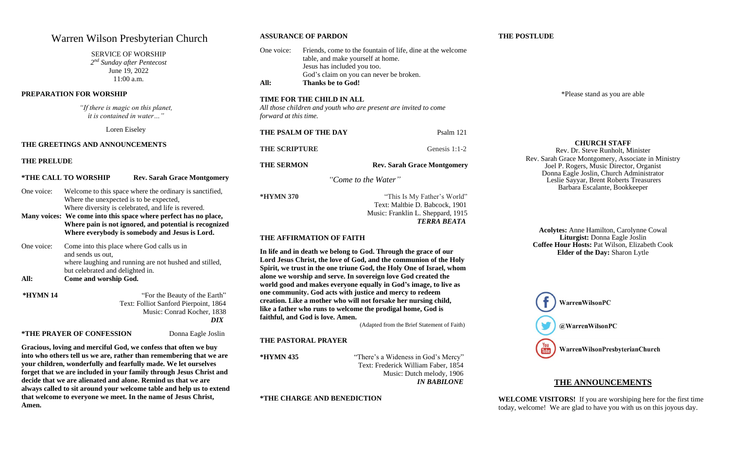# Warren Wilson Presbyterian Church

SERVICE OF WORSHIP
*2nd Sunday after Pentecost*
June 19, 2022
11:00 a.m.

## PREPARATION FOR WORSHIP

*"If there is magic on this planet, it is contained in water…"*

Loren Eiseley

## THE GREETINGS AND ANNOUNCEMENTS

## THE PRELUDE

## *THE CALL TO WORSHIP — Rev. Sarah Grace Montgomery

One voice: Welcome to this space where the ordinary is sanctified, Where the unexpected is to be expected, Where diversity is celebrated, and life is revered.

**Many voices: We come into this space where perfect has no place, Where pain is not ignored, and potential is recognized Where everybody is somebody and Jesus is Lord.**

One voice: Come into this place where God calls us in and sends us out, where laughing and running are not hushed and stilled, but celebrated and delighted in.

**All: Come and worship God.**

**\*HYMN 14** — "For the Beauty of the Earth"
Text: Folliot Sanford Pierpoint, 1864
Music: Conrad Kocher, 1838
***DIX***

## *THE PRAYER OF CONFESSION — Donna Eagle Joslin

**Gracious, loving and merciful God, we confess that often we buy into who others tell us we are, rather than remembering that we are your children, wonderfully and fearfully made. We let ourselves forget that we are included in your family through Jesus Christ and decide that we are alienated and alone. Remind us that we are always called to sit around your welcome table and help us to extend that welcome to everyone we meet. In the name of Jesus Christ, Amen.**

## ASSURANCE OF PARDON

One voice: Friends, come to the fountain of life, dine at the welcome table, and make yourself at home. Jesus has included you too. God's claim on you can never be broken.

**All: Thanks be to God!**

## TIME FOR THE CHILD IN ALL

*All those children and youth who are present are invited to come forward at this time.*

**THE PSALM OF THE DAY** — Psalm 121

**THE SCRIPTURE** — Genesis 1:1-2

**THE SERMON** — **Rev. Sarah Grace Montgomery**

*"Come to the Water"*

**\*HYMN 370** — "This Is My Father's World"
Text: Maltbie D. Babcock, 1901
Music: Franklin L. Sheppard, 1915
***TERRA BEATA***

## THE AFFIRMATION OF FAITH

**In life and in death we belong to God. Through the grace of our Lord Jesus Christ, the love of God, and the communion of the Holy Spirit, we trust in the one triune God, the Holy One of Israel, whom alone we worship and serve. In sovereign love God created the world good and makes everyone equally in God's image, to live as one community. God acts with justice and mercy to redeem creation. Like a mother who will not forsake her nursing child, like a father who runs to welcome the prodigal home, God is faithful, and God is love. Amen.**

(Adapted from the Brief Statement of Faith)

## THE PASTORAL PRAYER

**\*HYMN 435** — "There's a Wideness in God's Mercy"
Text: Frederick William Faber, 1854
Music: Dutch melody, 1906
***IN BABILONE***

## *THE CHARGE AND BENEDICTION

## THE POSTLUDE

\*Please stand as you are able

## CHURCH STAFF

Rev. Dr. Steve Runholt, Minister
Rev. Sarah Grace Montgomery, Associate in Ministry
Joel P. Rogers, Music Director, Organist
Donna Eagle Joslin, Church Administrator
Leslie Sayyar, Brent Roberts Treasurers
Barbara Escalante, Bookkeeper

**Acolytes:** Anne Hamilton, Carolynne Cowal
**Liturgist:** Donna Eagle Joslin
**Coffee Hour Hosts:** Pat Wilson, Elizabeth Cook
**Elder of the Day:** Sharon Lytle

WarrenWilsonPC
@WarrenWilsonPC
WarrenWilsonPresbyterianChurch

## THE ANNOUNCEMENTS

**WELCOME VISITORS!** If you are worshiping here for the first time today, welcome! We are glad to have you with us on this joyous day.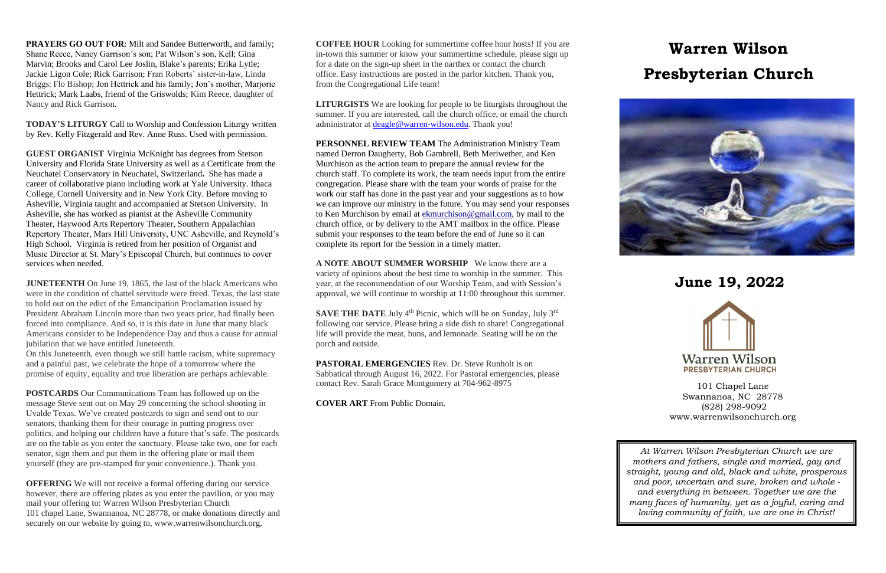**PRAYERS GO OUT FOR**: Milt and Sandee Butterworth, and family; Shane Reece, Nancy Garrison's son; Pat Wilson's son, Kell; Gina Marvin; Brooks and Carol Lee Joslin, Blake's parents; Erika Lytle; Jackie Ligon Cole; Rick Garrison; Fran Roberts' sister-in-law, Linda Briggs; Flo Bishop; Jon Hettrick and his family; Jon's mother, Marjorie Hettrick; Mark Laabs, friend of the Griswolds; Kim Reece, daughter of Nancy and Rick Garrison.

**TODAY'S LITURGY** Call to Worship and Confession Liturgy written by Rev. Kelly Fitzgerald and Rev. Anne Russ. Used with permission.

**GUEST ORGANIST** Virginia McKnight has degrees from Stetson University and Florida State University as well as a Certificate from the Neuchatel Conservatory in Neuchatel, Switzerland**.** She has made a career of collaborative piano including work at Yale University. Ithaca College, Cornell University and in New York City. Before moving to Asheville, Virginia taught and accompanied at Stetson University. In Asheville, she has worked as pianist at the Asheville Community Theater, Haywood Arts Repertory Theater, Southern Appalachian Repertory Theater, Mars Hill University, UNC Asheville, and Reynold's High School. Virginia is retired from her position of Organist and Music Director at St. Mary's Episcopal Church, but continues to cover services when needed.

**JUNETEENTH** On June 19, 1865, the last of the black Americans who were in the condition of chattel servitude were freed. Texas, the last state to hold out on the edict of the Emancipation Proclamation issued by President Abraham Lincoln more than two years prior, had finally been forced into compliance. And so, it is this date in June that many black Americans consider to be Independence Day and thus a cause for annual jubilation that we have entitled Juneteenth.
On this Juneteenth, even though we still battle racism, white supremacy and a painful past, we celebrate the hope of a tomorrow where the promise of equity, equality and true liberation are perhaps achievable.

**POSTCARDS** Our Communications Team has followed up on the message Steve sent out on May 29 concerning the school shooting in Uvalde Texas. We've created postcards to sign and send out to our senators, thanking them for their courage in putting progress over politics, and helping our children have a future that's safe. The postcards are on the table as you enter the sanctuary. Please take two, one for each senator, sign them and put them in the offering plate or mail them yourself (they are pre-stamped for your convenience.). Thank you.

**OFFERING** We will not receive a formal offering during our service however, there are offering plates as you enter the pavilion, or you may mail your offering to: Warren Wilson Presbyterian Church
101 chapel Lane, Swannanoa, NC 28778, or make donations directly and securely on our website by going to, www.warrenwilsonchurch.org,

**COFFEE HOUR** Looking for summertime coffee hour hosts! If you are in-town this summer or know your summertime schedule, please sign up for a date on the sign-up sheet in the narthex or contact the church office. Easy instructions are posted in the parlor kitchen. Thank you, from the Congregational Life team!

**LITURGISTS** We are looking for people to be liturgists throughout the summer. If you are interested, call the church office, or email the church administrator at deagle@warren-wilson.edu. Thank you!

**PERSONNEL REVIEW TEAM** The Administration Ministry Team named Derron Daugherty, Bob Gambrell, Beth Meriwether, and Ken Murchison as the action team to prepare the annual review for the church staff. To complete its work, the team needs input from the entire congregation. Please share with the team your words of praise for the work our staff has done in the past year and your suggestions as to how we can improve our ministry in the future. You may send your responses to Ken Murchison by email at ekmurchison@gmail.com, by mail to the church office, or by delivery to the AMT mailbox in the office. Please submit your responses to the team before the end of June so it can complete its report for the Session in a timely matter.

**A NOTE ABOUT SUMMER WORSHIP** We know there are a variety of opinions about the best time to worship in the summer. This year, at the recommendation of our Worship Team, and with Session's approval, we will continue to worship at 11:00 throughout this summer.

**SAVE THE DATE** July 4th Picnic, which will be on Sunday, July 3rd following our service. Please bring a side dish to share! Congregational life will provide the meat, buns, and lemonade. Seating will be on the porch and outside.

**PASTORAL EMERGENCIES** Rev. Dr. Steve Runholt is on Sabbatical through August 16, 2022. For Pastoral emergencies, please contact Rev. Sarah Grace Montgomery at 704-962-8975

**COVER ART** From Public Domain.

# Warren Wilson Presbyterian Church

## June 19, 2022

Warren Wilson
PRESBYTERIAN CHURCH

101 Chapel Lane
Swannanoa, NC 28778
(828) 298-9092
www.warrenwilsonchurch.org

*At Warren Wilson Presbyterian Church we are mothers and fathers, single and married, gay and straight, young and old, black and white, prosperous and poor, uncertain and sure, broken and whole - and everything in between. Together we are the many faces of humanity, yet as a joyful, caring and loving community of faith, we are one in Christ!*